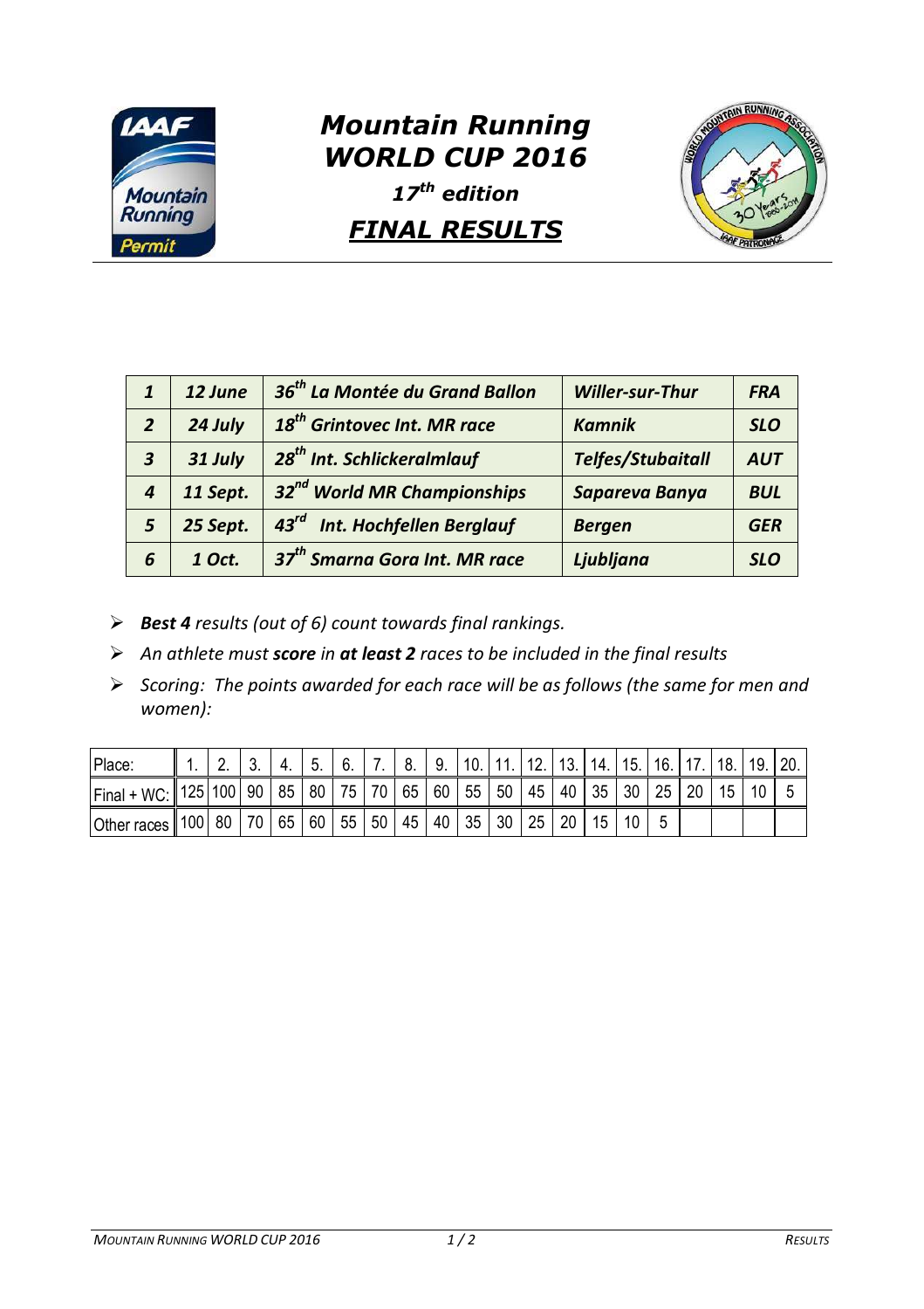# *Mountain Running WORLD CUP 2016*

***17th edition***

## ***FINAL RESULTS***

| | | | | |
|---|---|---|---|---|
| ***1*** | ***12 June*** | ***36th La Montée du Grand Ballon*** | ***Willer-sur-Thur*** | ***FRA*** |
| ***2*** | ***24 July*** | ***18th Grintovec Int. MR race*** | ***Kamnik*** | ***SLO*** |
| ***3*** | ***31 July*** | ***28th Int. Schlickeralmlauf*** | ***Telfes/Stubaitall*** | ***AUT*** |
| ***4*** | ***11 Sept.*** | ***32nd World MR Championships*** | ***Sapareva Banya*** | ***BUL*** |
| ***5*** | ***25 Sept.*** | ***43rd Int. Hochfellen Berglauf*** | ***Bergen*** | ***GER*** |
| ***6*** | ***1 Oct.*** | ***37th Smarna Gora Int. MR race*** | ***Ljubljana*** | ***SLO*** |

- ***Best 4** results (out of 6) count towards final rankings.*
- *An athlete must **score** in **at least 2** races to be included in the final results*
- *Scoring: The points awarded for each race will be as follows (the same for men and women):*

| Place: | 1. | 2. | 3. | 4. | 5. | 6. | 7. | 8. | 9. | 10. | 11. | 12. | 13. | 14. | 15. | 16. | 17. | 18. | 19. | 20. |
|---|---|---|---|---|---|---|---|---|---|---|---|---|---|---|---|---|---|---|---|---|
| Final + WC: | 125 | 100 | 90 | 85 | 80 | 75 | 70 | 65 | 60 | 55 | 50 | 45 | 40 | 35 | 30 | 25 | 20 | 15 | 10 | 5 |
| Other races | 100 | 80 | 70 | 65 | 60 | 55 | 50 | 45 | 40 | 35 | 30 | 25 | 20 | 15 | 10 | 5 | | | | |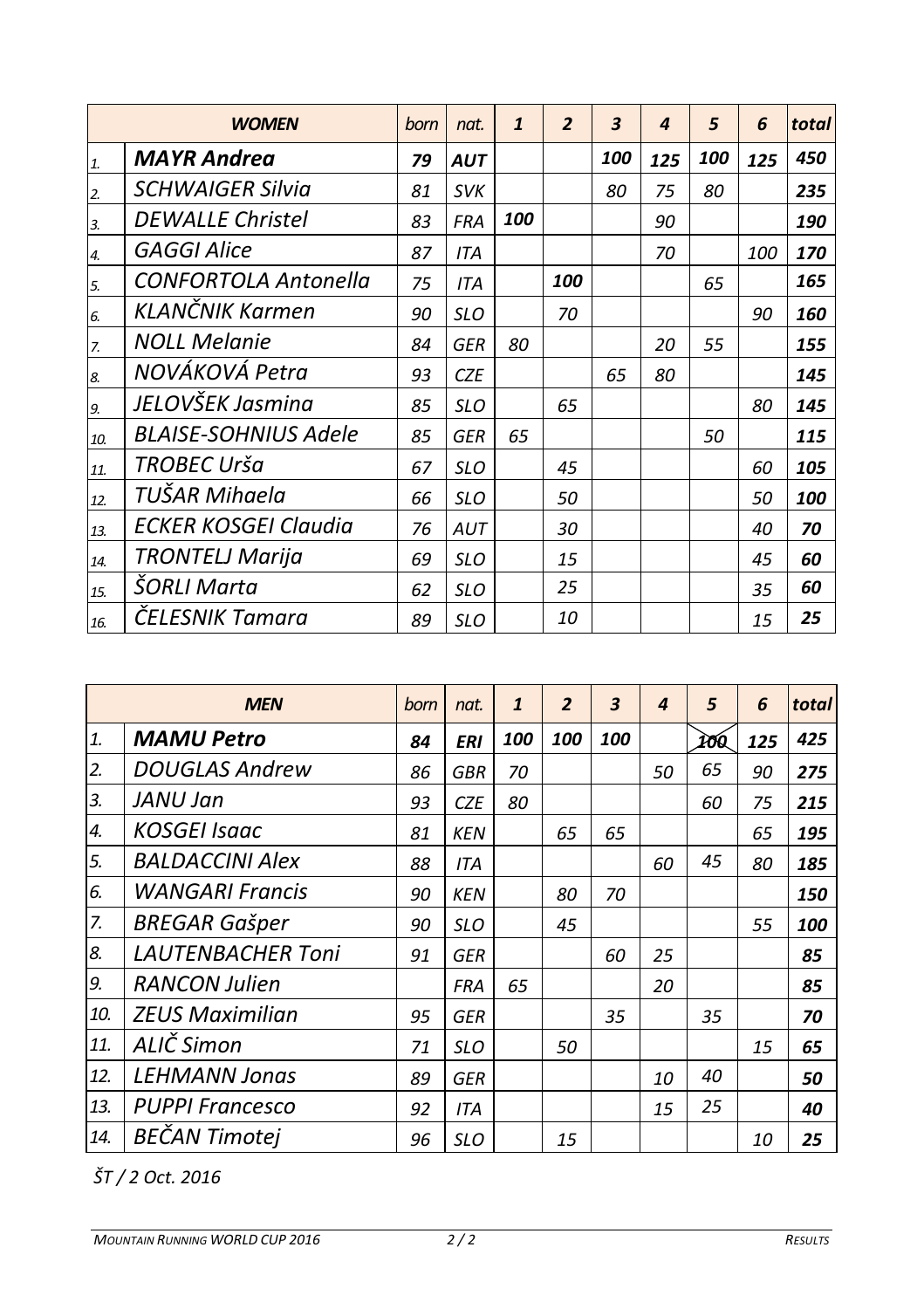| | WOMEN | born | nat. | 1 | 2 | 3 | 4 | 5 | 6 | total |
|---|---|---|---|---|---|---|---|---|---|---|
| 1. | **MAYR Andrea** | **79** | **AUT** | | | **100** | **125** | **100** | **125** | **450** |
| 2. | SCHWAIGER Silvia | 81 | SVK | | | 80 | 75 | 80 | | **235** |
| 3. | DEWALLE Christel | 83 | FRA | **100** | | | 90 | | | **190** |
| 4. | GAGGI Alice | 87 | ITA | | | | 70 | | 100 | **170** |
| 5. | CONFORTOLA Antonella | 75 | ITA | | **100** | | | 65 | | **165** |
| 6. | KLANČNIK Karmen | 90 | SLO | | 70 | | | | 90 | **160** |
| 7. | NOLL Melanie | 84 | GER | 80 | | | 20 | 55 | | **155** |
| 8. | NOVÁKOVÁ Petra | 93 | CZE | | | 65 | 80 | | | **145** |
| 9. | JELOVŠEK Jasmina | 85 | SLO | | 65 | | | | 80 | **145** |
| 10. | BLAISE-SOHNIUS Adele | 85 | GER | 65 | | | | 50 | | **115** |
| 11. | TROBEC Urša | 67 | SLO | | 45 | | | | 60 | **105** |
| 12. | TUŠAR Mihaela | 66 | SLO | | 50 | | | | 50 | **100** |
| 13. | ECKER KOSGEI Claudia | 76 | AUT | | 30 | | | | 40 | **70** |
| 14. | TRONTELJ Marija | 69 | SLO | | 15 | | | | 45 | **60** |
| 15. | ŠORLI Marta | 62 | SLO | | 25 | | | | 35 | **60** |
| 16. | ČELESNIK Tamara | 89 | SLO | | 10 | | | | 15 | **25** |

| | MEN | born | nat. | 1 | 2 | 3 | 4 | 5 | 6 | total |
|---|---|---|---|---|---|---|---|---|---|---|
| 1. | **MAMU Petro** | **84** | **ERI** | **100** | **100** | **100** | | ~~**100**~~ | **125** | **425** |
| 2. | DOUGLAS Andrew | 86 | GBR | 70 | | | 50 | 65 | 90 | **275** |
| 3. | JANU Jan | 93 | CZE | 80 | | | | 60 | 75 | **215** |
| 4. | KOSGEI Isaac | 81 | KEN | | 65 | 65 | | | 65 | **195** |
| 5. | BALDACCINI Alex | 88 | ITA | | | | 60 | 45 | 80 | **185** |
| 6. | WANGARI Francis | 90 | KEN | | 80 | 70 | | | | **150** |
| 7. | BREGAR Gašper | 90 | SLO | | 45 | | | | 55 | **100** |
| 8. | LAUTENBACHER Toni | 91 | GER | | | 60 | 25 | | | **85** |
| 9. | RANCON Julien | | FRA | 65 | | | 20 | | | **85** |
| 10. | ZEUS Maximilian | 95 | GER | | | 35 | | 35 | | **70** |
| 11. | ALIČ Simon | 71 | SLO | | 50 | | | | 15 | **65** |
| 12. | LEHMANN Jonas | 89 | GER | | | | 10 | 40 | | **50** |
| 13. | PUPPI Francesco | 92 | ITA | | | | 15 | 25 | | **40** |
| 14. | BEČAN Timotej | 96 | SLO | | 15 | | | | 10 | **25** |

*ŠT / 2 Oct. 2016*